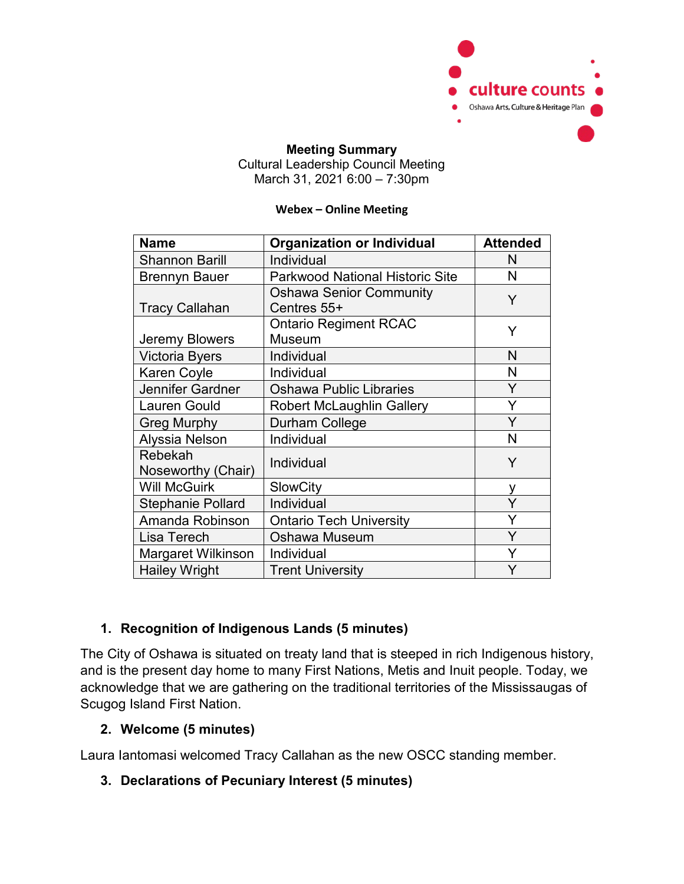culture counts
Oshawa Arts, Culture & Heritage Plan

**Meeting Summary**
Cultural Leadership Council Meeting
March 31, 2021 6:00 – 7:30pm

**Webex – Online Meeting**

| Name | Organization or Individual | Attended |
|---|---|---|
| Shannon Barill | Individual | N |
| Brennyn Bauer | Parkwood National Historic Site | N |
| Tracy Callahan | Oshawa Senior Community Centres 55+ | Y |
| Jeremy Blowers | Ontario Regiment RCAC Museum | Y |
| Victoria Byers | Individual | N |
| Karen Coyle | Individual | N |
| Jennifer Gardner | Oshawa Public Libraries | Y |
| Lauren Gould | Robert McLaughlin Gallery | Y |
| Greg Murphy | Durham College | Y |
| Alyssia Nelson | Individual | N |
| Rebekah Noseworthy (Chair) | Individual | Y |
| Will McGuirk | SlowCity | y |
| Stephanie Pollard | Individual | Y |
| Amanda Robinson | Ontario Tech University | Y |
| Lisa Terech | Oshawa Museum | Y |
| Margaret Wilkinson | Individual | Y |
| Hailey Wright | Trent University | Y |

1. **Recognition of Indigenous Lands (5 minutes)**

The City of Oshawa is situated on treaty land that is steeped in rich Indigenous history, and is the present day home to many First Nations, Metis and Inuit people. Today, we acknowledge that we are gathering on the traditional territories of the Mississaugas of Scugog Island First Nation.

2. **Welcome (5 minutes)**

Laura Iantomasi welcomed Tracy Callahan as the new OSCC standing member.

3. **Declarations of Pecuniary Interest (5 minutes)**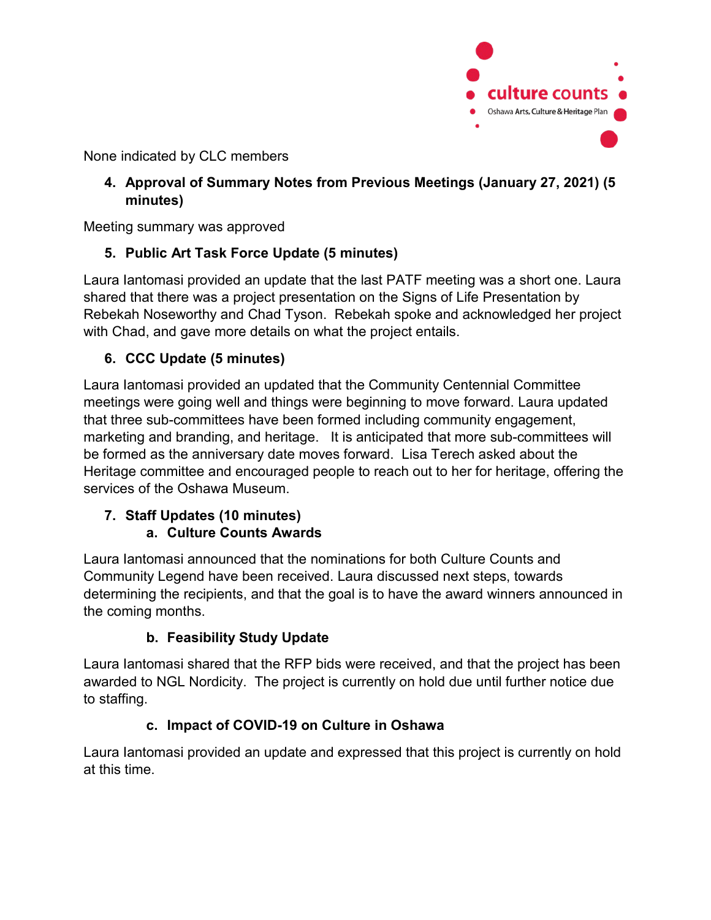None indicated by CLC members

4. **Approval of Summary Notes from Previous Meetings (January 27, 2021) (5 minutes)**

Meeting summary was approved

5. **Public Art Task Force Update (5 minutes)**

Laura Iantomasi provided an update that the last PATF meeting was a short one. Laura shared that there was a project presentation on the Signs of Life Presentation by Rebekah Noseworthy and Chad Tyson. Rebekah spoke and acknowledged her project with Chad, and gave more details on what the project entails.

6. **CCC Update (5 minutes)**

Laura Iantomasi provided an updated that the Community Centennial Committee meetings were going well and things were beginning to move forward. Laura updated that three sub-committees have been formed including community engagement, marketing and branding, and heritage. It is anticipated that more sub-committees will be formed as the anniversary date moves forward. Lisa Terech asked about the Heritage committee and encouraged people to reach out to her for heritage, offering the services of the Oshawa Museum.

7. **Staff Updates (10 minutes)**
   a. **Culture Counts Awards**

Laura Iantomasi announced that the nominations for both Culture Counts and Community Legend have been received. Laura discussed next steps, towards determining the recipients, and that the goal is to have the award winners announced in the coming months.

   b. **Feasibility Study Update**

Laura Iantomasi shared that the RFP bids were received, and that the project has been awarded to NGL Nordicity. The project is currently on hold due until further notice due to staffing.

   c. **Impact of COVID-19 on Culture in Oshawa**

Laura Iantomasi provided an update and expressed that this project is currently on hold at this time.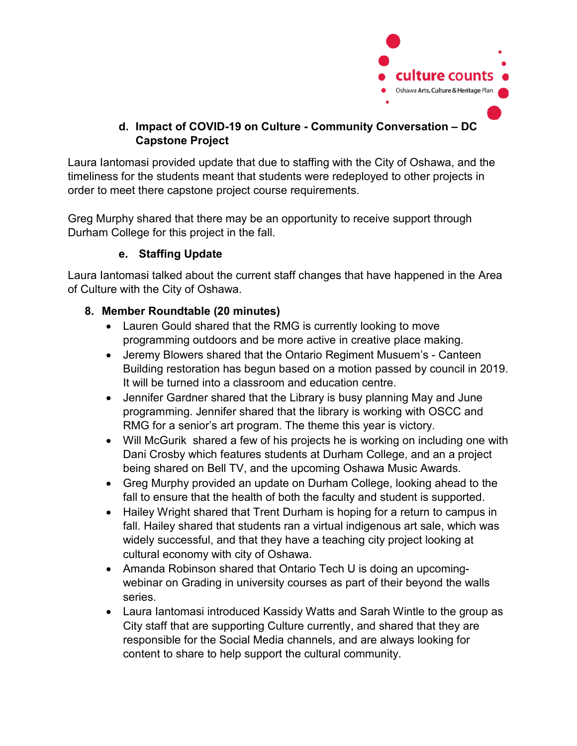**d. Impact of COVID-19 on Culture - Community Conversation – DC Capstone Project**

Laura Iantomasi provided update that due to staffing with the City of Oshawa, and the timeliness for the students meant that students were redeployed to other projects in order to meet there capstone project course requirements.

Greg Murphy shared that there may be an opportunity to receive support through Durham College for this project in the fall.

**e. Staffing Update**

Laura Iantomasi talked about the current staff changes that have happened in the Area of Culture with the City of Oshawa.

**8. Member Roundtable (20 minutes)**

- Lauren Gould shared that the RMG is currently looking to move programming outdoors and be more active in creative place making.
- Jeremy Blowers shared that the Ontario Regiment Musuem's - Canteen Building restoration has begun based on a motion passed by council in 2019. It will be turned into a classroom and education centre.
- Jennifer Gardner shared that the Library is busy planning May and June programming. Jennifer shared that the library is working with OSCC and RMG for a senior's art program. The theme this year is victory.
- Will McGurik shared a few of his projects he is working on including one with Dani Crosby which features students at Durham College, and an a project being shared on Bell TV, and the upcoming Oshawa Music Awards.
- Greg Murphy provided an update on Durham College, looking ahead to the fall to ensure that the health of both the faculty and student is supported.
- Hailey Wright shared that Trent Durham is hoping for a return to campus in fall. Hailey shared that students ran a virtual indigenous art sale, which was widely successful, and that they have a teaching city project looking at cultural economy with city of Oshawa.
- Amanda Robinson shared that Ontario Tech U is doing an upcoming-webinar on Grading in university courses as part of their beyond the walls series.
- Laura Iantomasi introduced Kassidy Watts and Sarah Wintle to the group as City staff that are supporting Culture currently, and shared that they are responsible for the Social Media channels, and are always looking for content to share to help support the cultural community.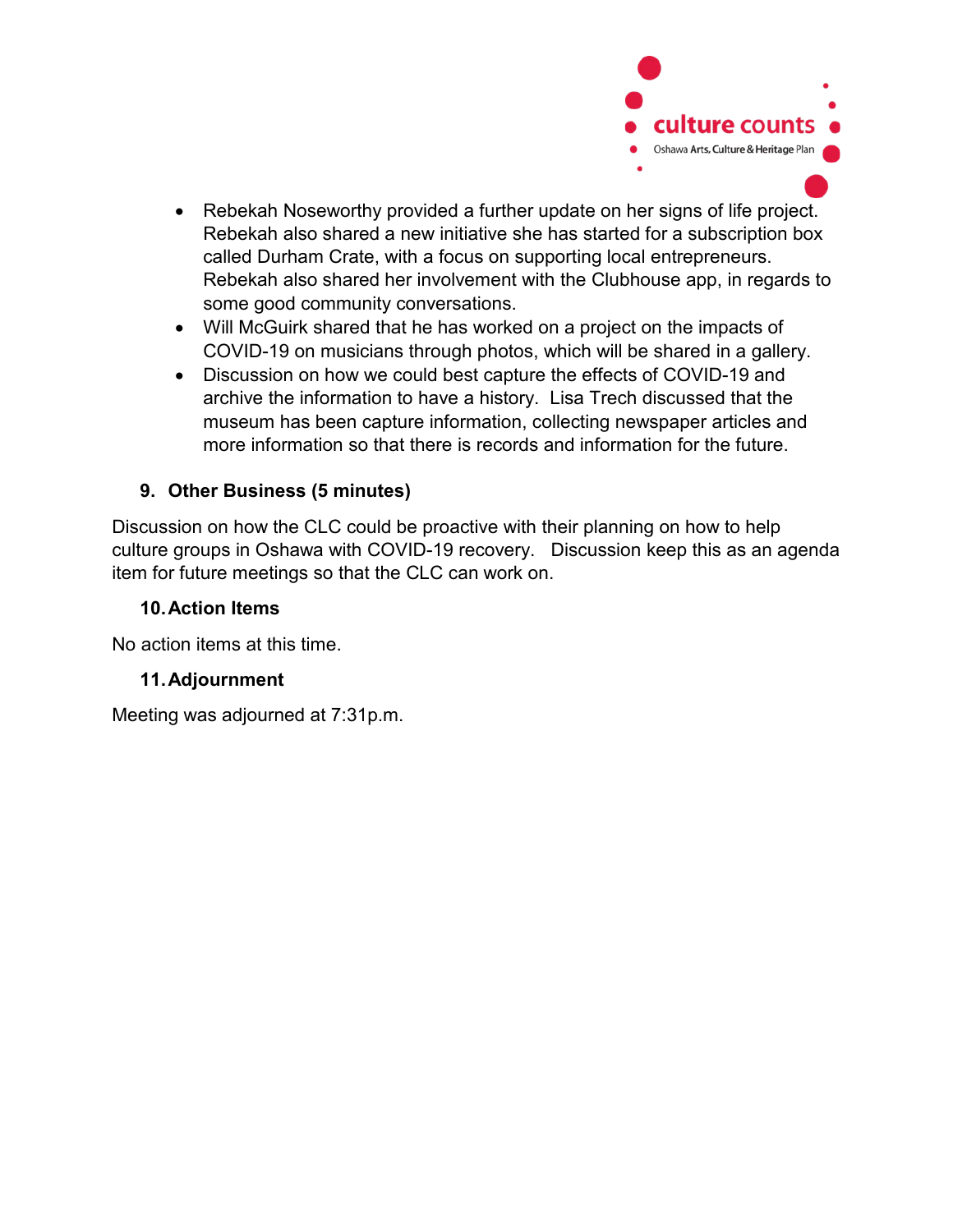- Rebekah Noseworthy provided a further update on her signs of life project. Rebekah also shared a new initiative she has started for a subscription box called Durham Crate, with a focus on supporting local entrepreneurs. Rebekah also shared her involvement with the Clubhouse app, in regards to some good community conversations.
- Will McGuirk shared that he has worked on a project on the impacts of COVID-19 on musicians through photos, which will be shared in a gallery.
- Discussion on how we could best capture the effects of COVID-19 and archive the information to have a history. Lisa Trech discussed that the museum has been capture information, collecting newspaper articles and more information so that there is records and information for the future.

### 9. Other Business (5 minutes)

Discussion on how the CLC could be proactive with their planning on how to help culture groups in Oshawa with COVID-19 recovery. Discussion keep this as an agenda item for future meetings so that the CLC can work on.

### 10. Action Items

No action items at this time.

### 11. Adjournment

Meeting was adjourned at 7:31p.m.